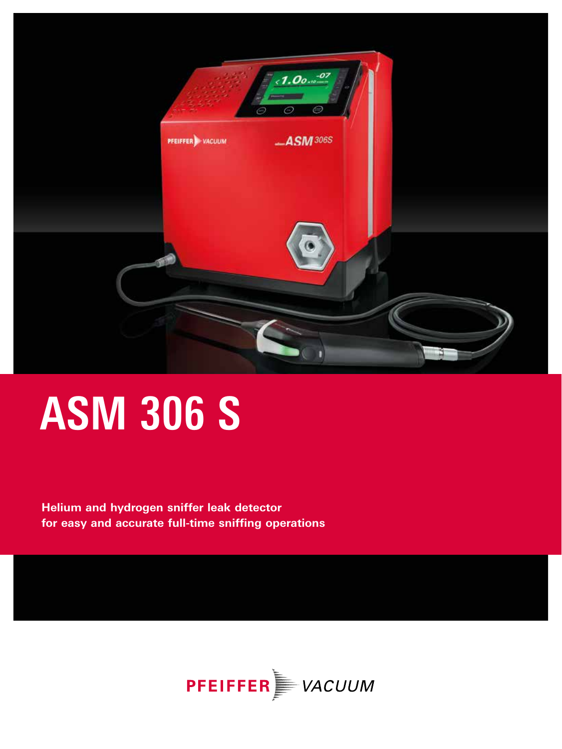# ASM 306 S

**Helium and hydrogen sniffer leak detector for easy and accurate full-time sniffing operations**

PFEIFFER VACUUM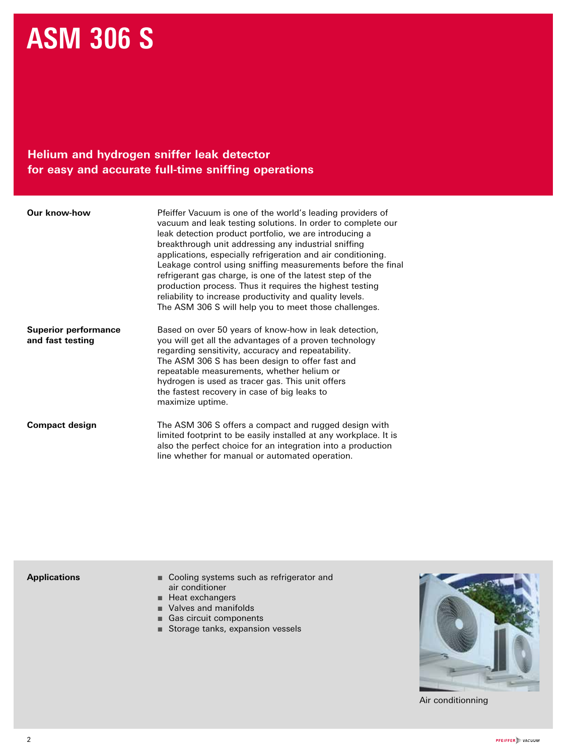# ASM 306 S

## Helium and hydrogen sniffer leak detector for easy and accurate full-time sniffing operations

**Our know-how**

Pfeiffer Vacuum is one of the world's leading providers of vacuum and leak testing solutions. In order to complete our leak detection product portfolio, we are introducing a breakthrough unit addressing any industrial sniffing applications, especially refrigeration and air conditioning. Leakage control using sniffing measurements before the final refrigerant gas charge, is one of the latest step of the production process. Thus it requires the highest testing reliability to increase productivity and quality levels. The ASM 306 S will help you to meet those challenges.

**Superior performance and fast testing**

Based on over 50 years of know-how in leak detection, you will get all the advantages of a proven technology regarding sensitivity, accuracy and repeatability. The ASM 306 S has been design to offer fast and repeatable measurements, whether helium or hydrogen is used as tracer gas. This unit offers the fastest recovery in case of big leaks to maximize uptime.

**Compact design**

The ASM 306 S offers a compact and rugged design with limited footprint to be easily installed at any workplace. It is also the perfect choice for an integration into a production line whether for manual or automated operation.

**Applications**

- Cooling systems such as refrigerator and air conditioner
- Heat exchangers
- Valves and manifolds
- Gas circuit components
- Storage tanks, expansion vessels

Air conditionning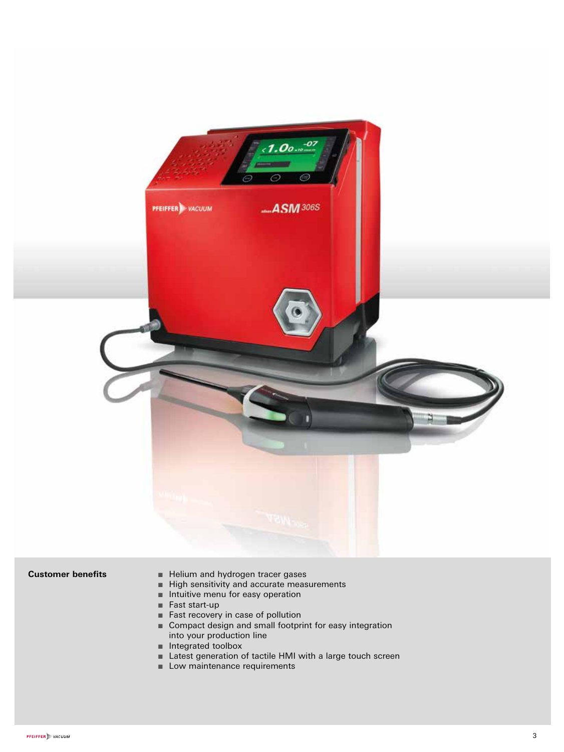**Customer benefits**

- Helium and hydrogen tracer gases
- High sensitivity and accurate measurements
- Intuitive menu for easy operation
- Fast start-up
- Fast recovery in case of pollution
- Compact design and small footprint for easy integration into your production line
- Integrated toolbox
- Latest generation of tactile HMI with a large touch screen
- Low maintenance requirements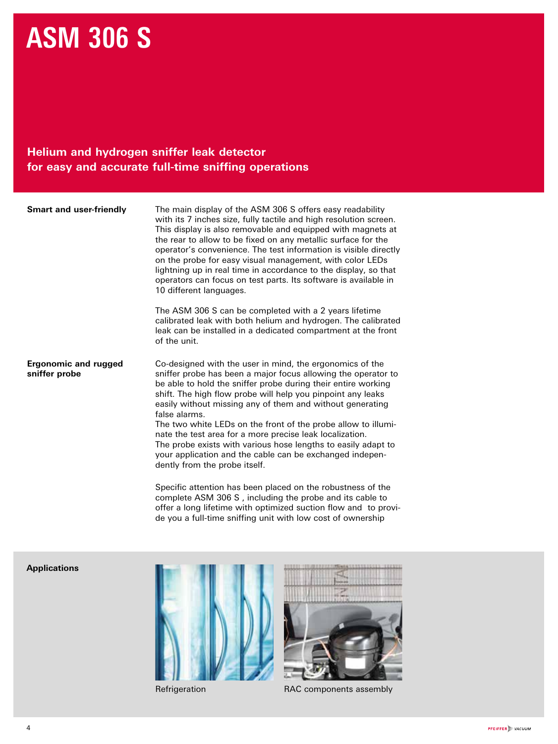# ASM 306 S

## Helium and hydrogen sniffer leak detector for easy and accurate full-time sniffing operations

**Smart and user-friendly**

The main display of the ASM 306 S offers easy readability with its 7 inches size, fully tactile and high resolution screen. This display is also removable and equipped with magnets at the rear to allow to be fixed on any metallic surface for the operator's convenience. The test information is visible directly on the probe for easy visual management, with color LEDs lightning up in real time in accordance to the display, so that operators can focus on test parts. Its software is available in 10 different languages.

The ASM 306 S can be completed with a 2 years lifetime calibrated leak with both helium and hydrogen. The calibrated leak can be installed in a dedicated compartment at the front of the unit.

**Ergonomic and rugged sniffer probe**

Co-designed with the user in mind, the ergonomics of the sniffer probe has been a major focus allowing the operator to be able to hold the sniffer probe during their entire working shift. The high flow probe will help you pinpoint any leaks easily without missing any of them and without generating false alarms.
The two white LEDs on the front of the probe allow to illuminate the test area for a more precise leak localization.
The probe exists with various hose lengths to easily adapt to your application and the cable can be exchanged independently from the probe itself.

Specific attention has been placed on the robustness of the complete ASM 306 S , including the probe and its cable to offer a long lifetime with optimized suction flow and to provide you a full-time sniffing unit with low cost of ownership

**Applications**

Refrigeration

RAC components assembly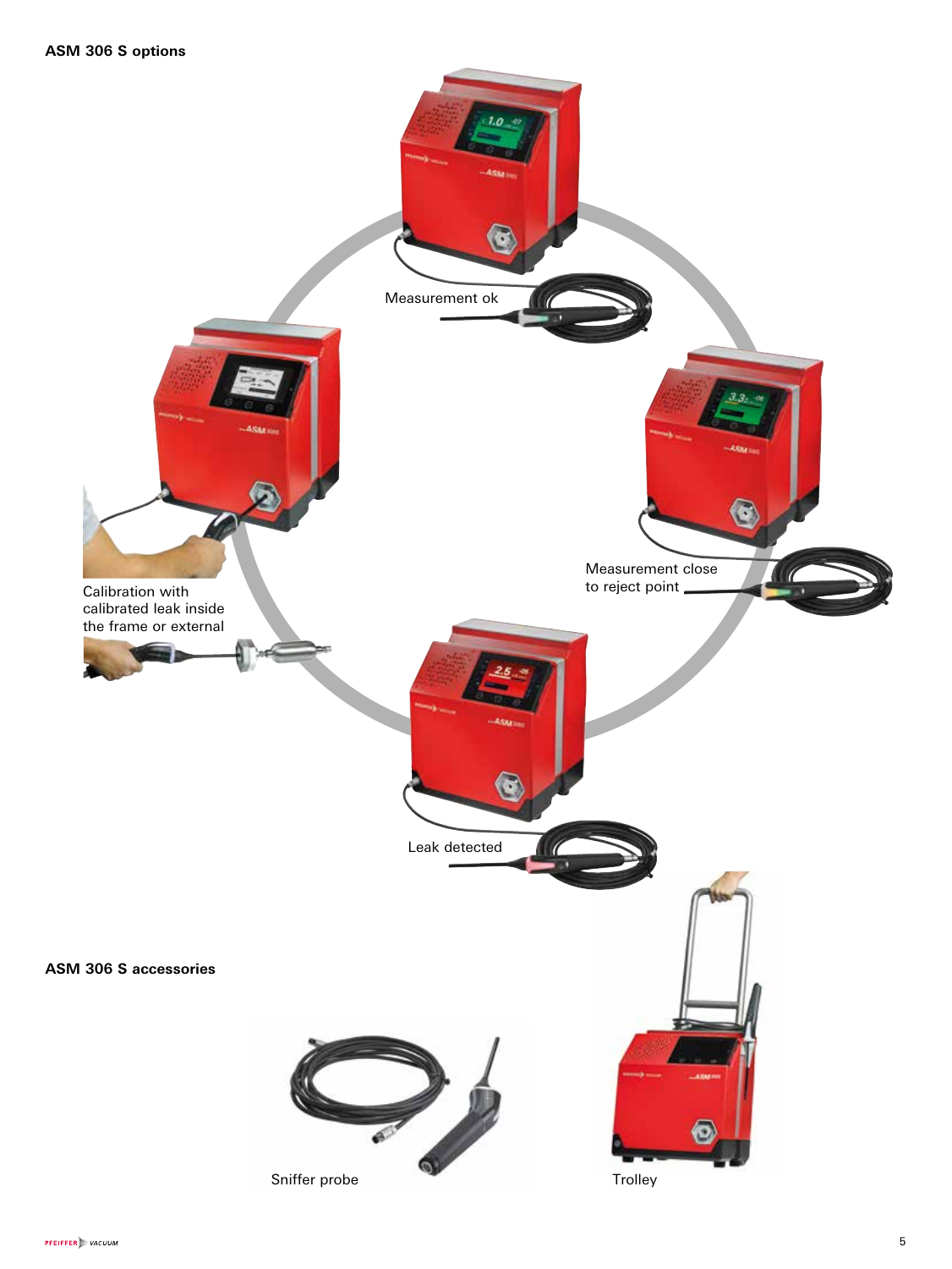## ASM 306 S options

Measurement ok

Calibration with calibrated leak inside the frame or external

Measurement close to reject point

Leak detected

## ASM 306 S accessories

Sniffer probe

Trolley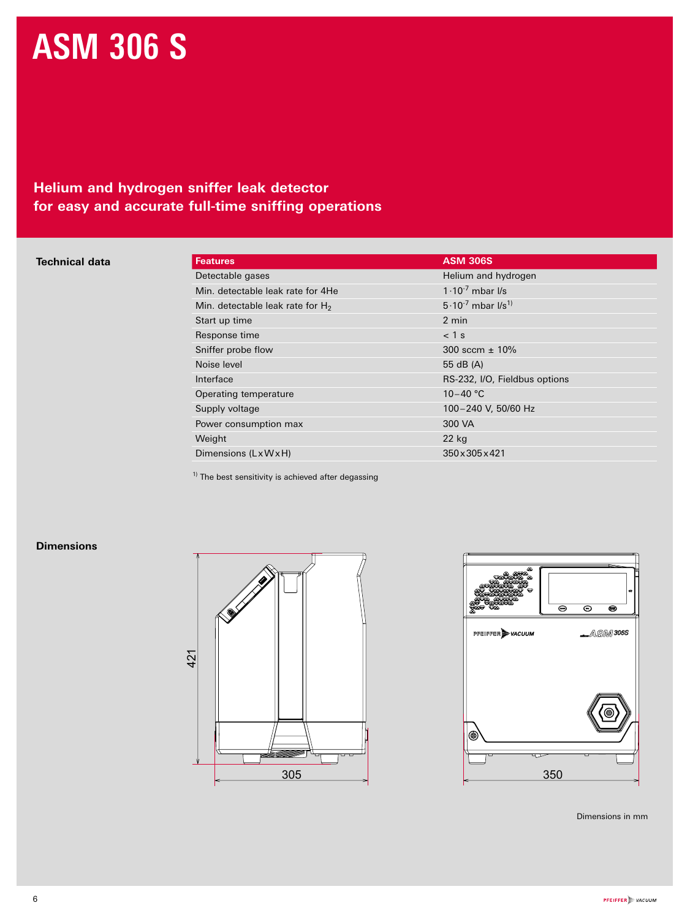# ASM 306 S

## Helium and hydrogen sniffer leak detector for easy and accurate full-time sniffing operations

### Technical data

| Features | ASM 306S |
| --- | --- |
| Detectable gases | Helium and hydrogen |
| Min. detectable leak rate for 4He | $1 \cdot 10^{-7}$ mbar l/s |
| Min. detectable leak rate for $H_2$ | $5 \cdot 10^{-7}$ mbar l/s[1)] |
| Start up time | 2 min |
| Response time | < 1 s |
| Sniffer probe flow | 300 sccm ± 10% |
| Noise level | 55 dB (A) |
| Interface | RS-232, I/O, Fieldbus options |
| Operating temperature | 10 – 40 °C |
| Supply voltage | 100 – 240 V, 50/60 Hz |
| Power consumption max | 300 VA |
| Weight | 22 kg |
| Dimensions (L x W x H) | 350 x 305 x 421 |

[1)] The best sensitivity is achieved after degassing

### Dimensions

421

305

350

Dimensions in mm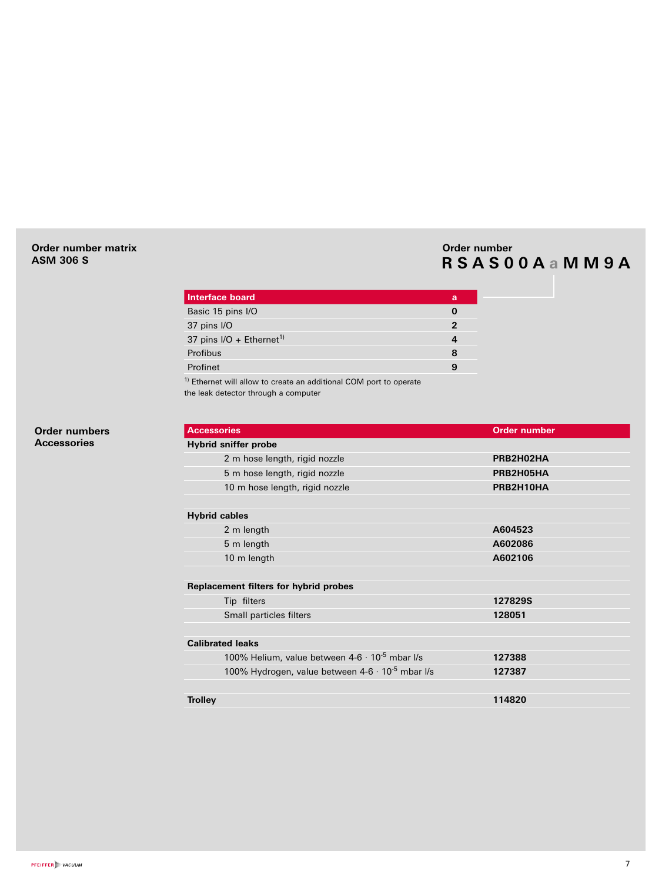## Order number matrix ASM 306 S

**Order number**
**RSAS00AaMM9A**

| Interface board | a |
|---|---|
| Basic 15 pins I/O | **0** |
| 37 pins I/O | **2** |
| 37 pins I/O + Ethernet[1)] | **4** |
| Profibus | **8** |
| Profinet | **9** |

[1)] Ethernet will allow to create an additional COM port to operate the leak detector through a computer

## Order numbers Accessories

| Accessories | Order number |
|---|---|
| **Hybrid sniffer probe** | |
| 2 m hose length, rigid nozzle | **PRB2H02HA** |
| 5 m hose length, rigid nozzle | **PRB2H05HA** |
| 10 m hose length, rigid nozzle | **PRB2H10HA** |
| | |
| **Hybrid cables** | |
| 2 m length | **A604523** |
| 5 m length | **A602086** |
| 10 m length | **A602106** |
| | |
| **Replacement filters for hybrid probes** | |
| Tip filters | **127829S** |
| Small particles filters | **128051** |
| | |
| **Calibrated leaks** | |
| 100% Helium, value between 4-6 $\cdot 10^{-5}$ mbar l/s | **127388** |
| 100% Hydrogen, value between 4-6 $\cdot 10^{-5}$ mbar l/s | **127387** |
| | |
| **Trolley** | **114820** |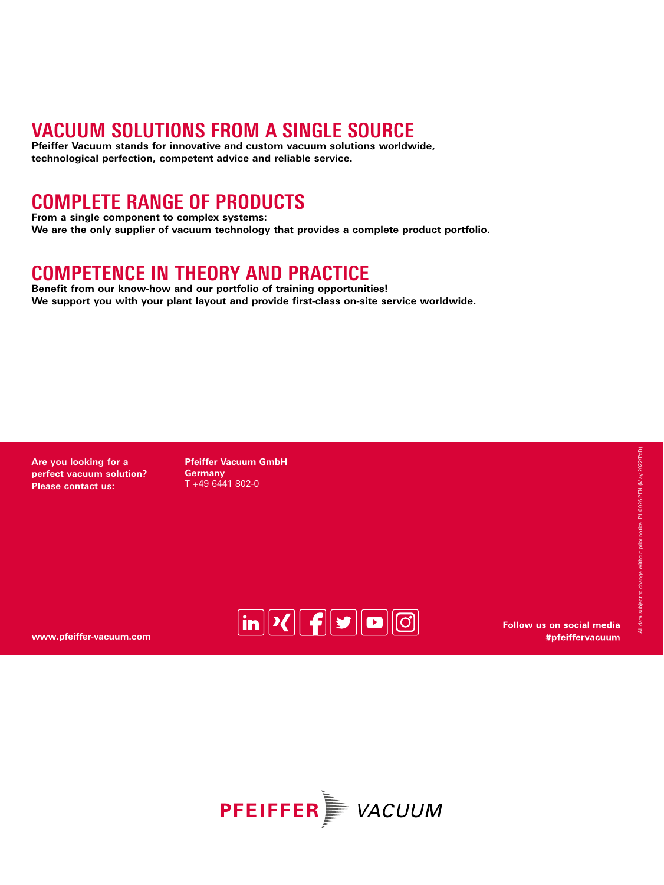## VACUUM SOLUTIONS FROM A SINGLE SOURCE

**Pfeiffer Vacuum stands for innovative and custom vacuum solutions worldwide, technological perfection, competent advice and reliable service.**

## COMPLETE RANGE OF PRODUCTS

**From a single component to complex systems:**
**We are the only supplier of vacuum technology that provides a complete product portfolio.**

## COMPETENCE IN THEORY AND PRACTICE

**Benefit from our know-how and our portfolio of training opportunities!**
**We support you with your plant layout and provide first-class on-site service worldwide.**

**Are you looking for a perfect vacuum solution? Please contact us:**

**Pfeiffer Vacuum GmbH**
**Germany**
T +49 6441 802-0

**www.pfeiffer-vacuum.com**

**Follow us on social media**
**#pfeiffervacuum**

All data subject to change without prior notice. PL 0026 PEN (May 2022/PoD)

PFEIFFER VACUUM